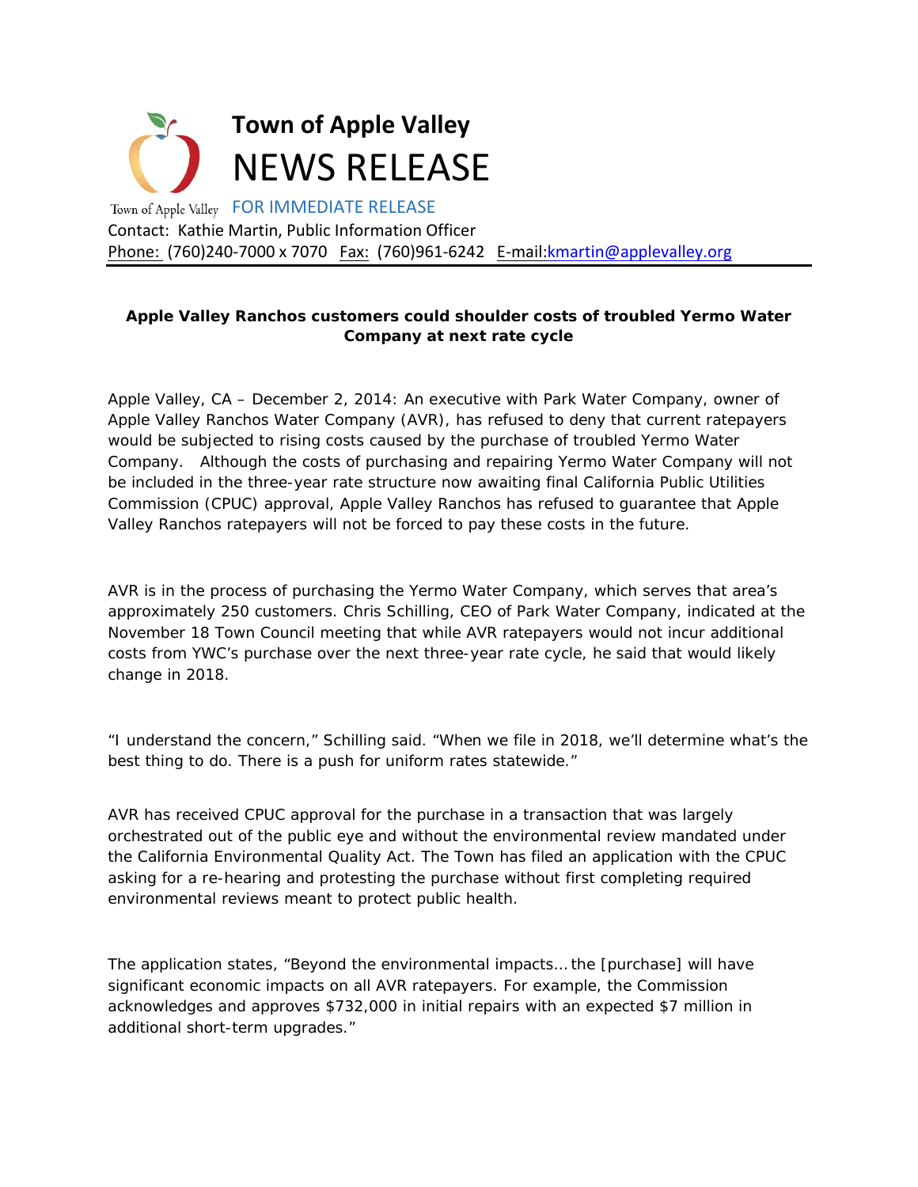# Town of Apple Valley

# NEWS RELEASE

Town of Apple Valley FOR IMMEDIATE RELEASE

Contact: Kathie Martin, Public Information Officer

Phone: (760)240-7000 x 7070 Fax: (760)961-6242 E-mail:kmartin@applevalley.org

**Apple Valley Ranchos customers could shoulder costs of troubled Yermo Water Company at next rate cycle**

Apple Valley, CA – December 2, 2014: An executive with Park Water Company, owner of Apple Valley Ranchos Water Company (AVR), has refused to deny that current ratepayers would be subjected to rising costs caused by the purchase of troubled Yermo Water Company. Although the costs of purchasing and repairing Yermo Water Company will not be included in the three-year rate structure now awaiting final California Public Utilities Commission (CPUC) approval, Apple Valley Ranchos has refused to guarantee that Apple Valley Ranchos ratepayers will not be forced to pay these costs in the future.

AVR is in the process of purchasing the Yermo Water Company, which serves that area's approximately 250 customers. Chris Schilling, CEO of Park Water Company, indicated at the November 18 Town Council meeting that while AVR ratepayers would not incur additional costs from YWC's purchase over the next three-year rate cycle, he said that would likely change in 2018.

"I understand the concern," Schilling said. "When we file in 2018, we'll determine what's the best thing to do. There is a push for uniform rates statewide."

AVR has received CPUC approval for the purchase in a transaction that was largely orchestrated out of the public eye and without the environmental review mandated under the California Environmental Quality Act. The Town has filed an application with the CPUC asking for a re-hearing and protesting the purchase without first completing required environmental reviews meant to protect public health.

The application states, "Beyond the environmental impacts… the [purchase] will have significant economic impacts on all AVR ratepayers. For example, the Commission acknowledges and approves $732,000 in initial repairs with an expected $7 million in additional short-term upgrades."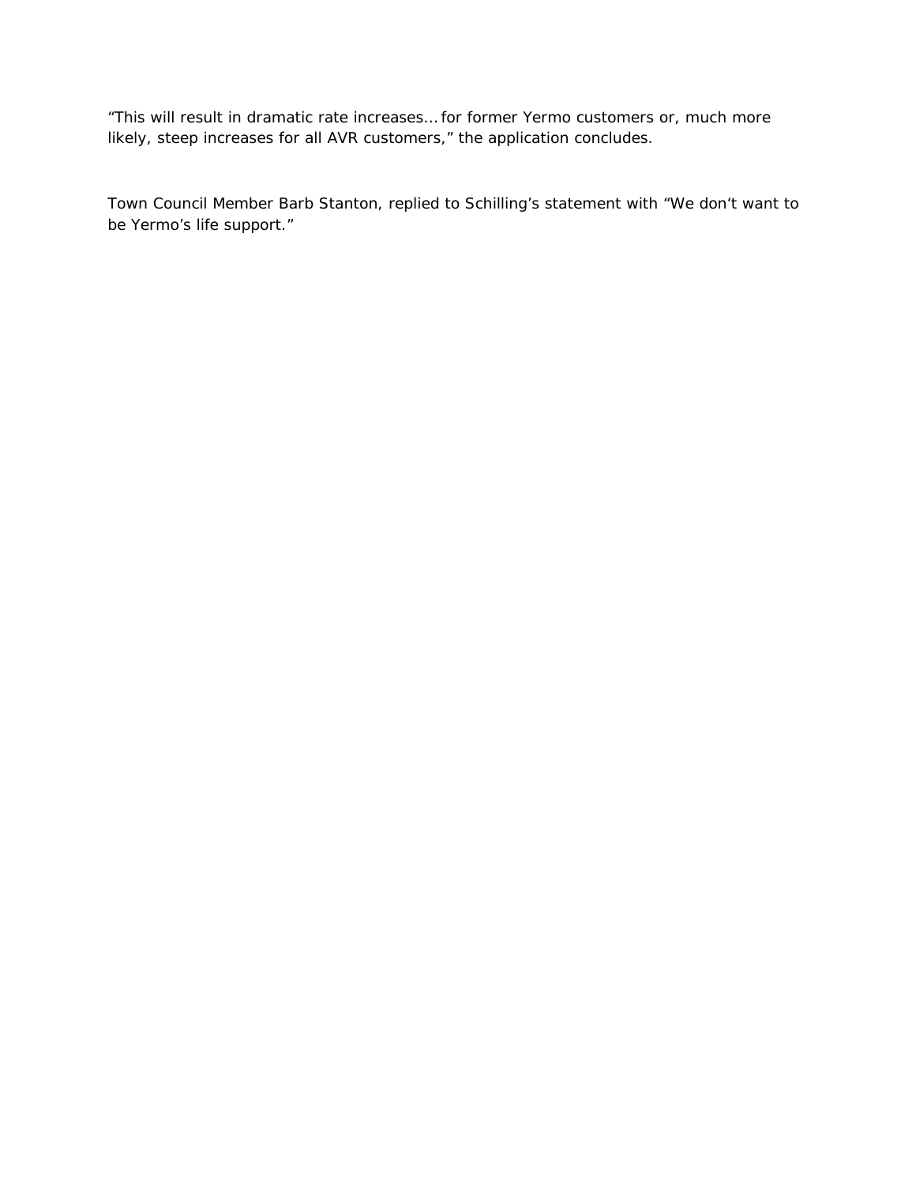"This will result in dramatic rate increases… for former Yermo customers or, much more likely, steep increases for all AVR customers," the application concludes.

Town Council Member Barb Stanton, replied to Schilling's statement with "We don't want to be Yermo's life support."